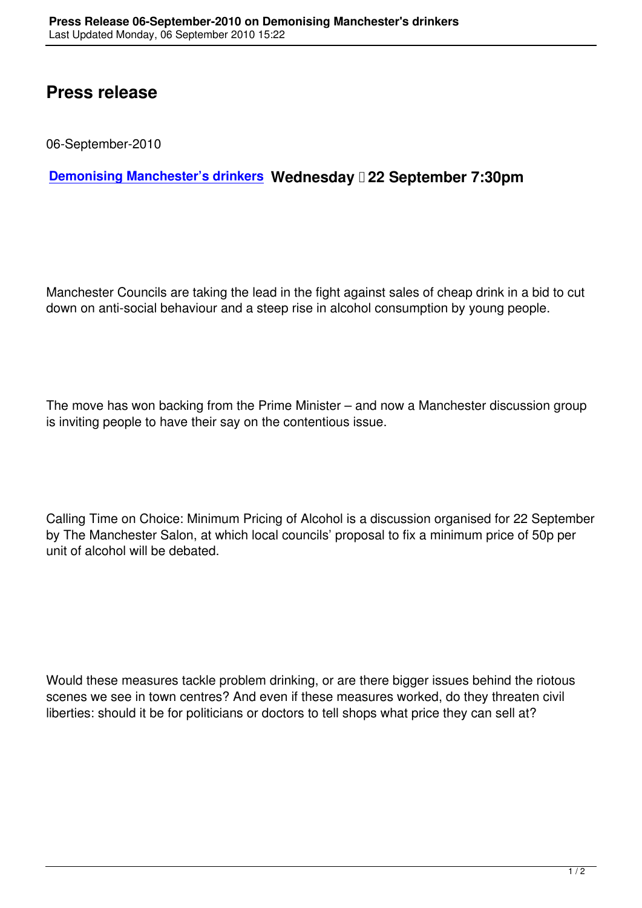# Press release

06-September-2010

**Demonising Manchester's drinkers** **Wednesday  22 September 7:30pm**

Manchester Councils are taking the lead in the fight against sales of cheap drink in a bid to cut down on anti-social behaviour and a steep rise in alcohol consumption by young people.

The move has won backing from the Prime Minister – and now a Manchester discussion group is inviting people to have their say on the contentious issue.

Calling Time on Choice: Minimum Pricing of Alcohol is a discussion organised for 22 September by The Manchester Salon, at which local councils' proposal to fix a minimum price of 50p per unit of alcohol will be debated.

Would these measures tackle problem drinking, or are there bigger issues behind the riotous scenes we see in town centres? And even if these measures worked, do they threaten civil liberties: should it be for politicians or doctors to tell shops what price they can sell at?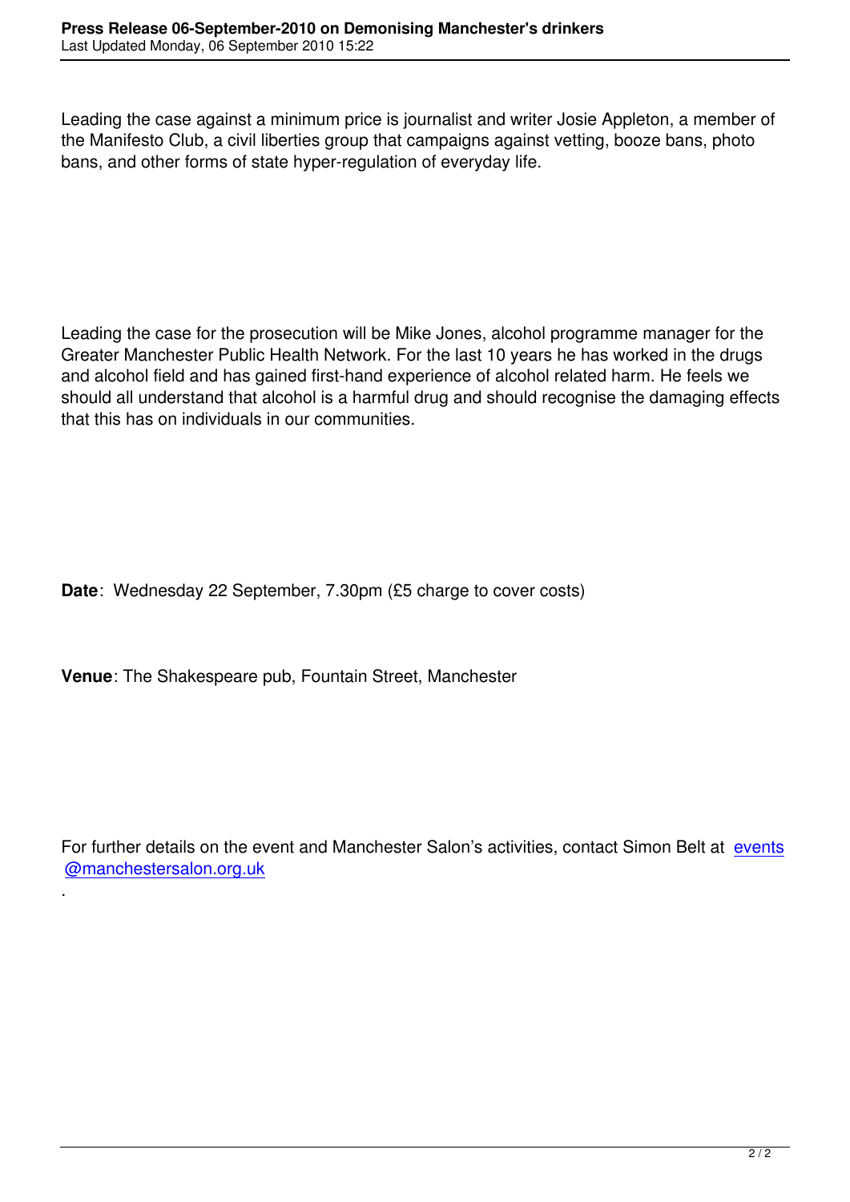Leading the case against a minimum price is journalist and writer Josie Appleton, a member of the Manifesto Club, a civil liberties group that campaigns against vetting, booze bans, photo bans, and other forms of state hyper-regulation of everyday life.

Leading the case for the prosecution will be Mike Jones, alcohol programme manager for the Greater Manchester Public Health Network. For the last 10 years he has worked in the drugs and alcohol field and has gained first-hand experience of alcohol related harm. He feels we should all understand that alcohol is a harmful drug and should recognise the damaging effects that this has on individuals in our communities.

**Date**: Wednesday 22 September, 7.30pm (£5 charge to cover costs)

**Venue**: The Shakespeare pub, Fountain Street, Manchester

For further details on the event and Manchester Salon's activities, contact Simon Belt at events@manchestersalon.org.uk

.